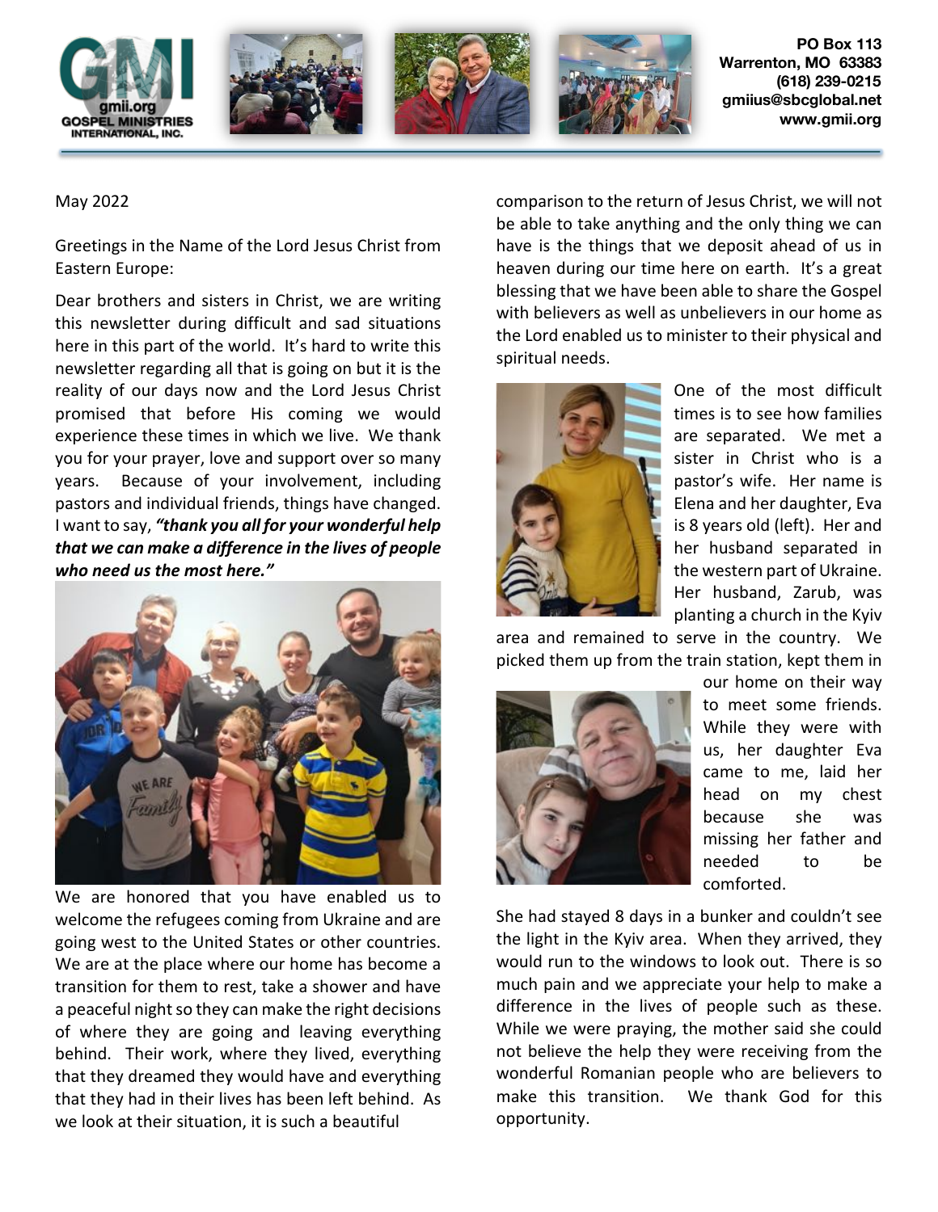PO Box 113
Warrenton, MO 63383
(618) 239-0215
gmiius@sbcglobal.net
www.gmii.org

May 2022

Greetings in the Name of the Lord Jesus Christ from Eastern Europe:

Dear brothers and sisters in Christ, we are writing this newsletter during difficult and sad situations here in this part of the world. It's hard to write this newsletter regarding all that is going on but it is the reality of our days now and the Lord Jesus Christ promised that before His coming we would experience these times in which we live. We thank you for your prayer, love and support over so many years. Because of your involvement, including pastors and individual friends, things have changed. I want to say, ***"thank you all for your wonderful help that we can make a difference in the lives of people who need us the most here."***

We are honored that you have enabled us to welcome the refugees coming from Ukraine and are going west to the United States or other countries. We are at the place where our home has become a transition for them to rest, take a shower and have a peaceful night so they can make the right decisions of where they are going and leaving everything behind. Their work, where they lived, everything that they dreamed they would have and everything that they had in their lives has been left behind. As we look at their situation, it is such a beautiful comparison to the return of Jesus Christ, we will not be able to take anything and the only thing we can have is the things that we deposit ahead of us in heaven during our time here on earth. It's a great blessing that we have been able to share the Gospel with believers as well as unbelievers in our home as the Lord enabled us to minister to their physical and spiritual needs.

One of the most difficult times is to see how families are separated. We met a sister in Christ who is a pastor's wife. Her name is Elena and her daughter, Eva is 8 years old (left). Her and her husband separated in the western part of Ukraine. Her husband, Zarub, was planting a church in the Kyiv area and remained to serve in the country. We picked them up from the train station, kept them in our home on their way to meet some friends. While they were with us, her daughter Eva came to me, laid her head on my chest because she was missing her father and needed to be comforted.

She had stayed 8 days in a bunker and couldn't see the light in the Kyiv area. When they arrived, they would run to the windows to look out. There is so much pain and we appreciate your help to make a difference in the lives of people such as these. While we were praying, the mother said she could not believe the help they were receiving from the wonderful Romanian people who are believers to make this transition. We thank God for this opportunity.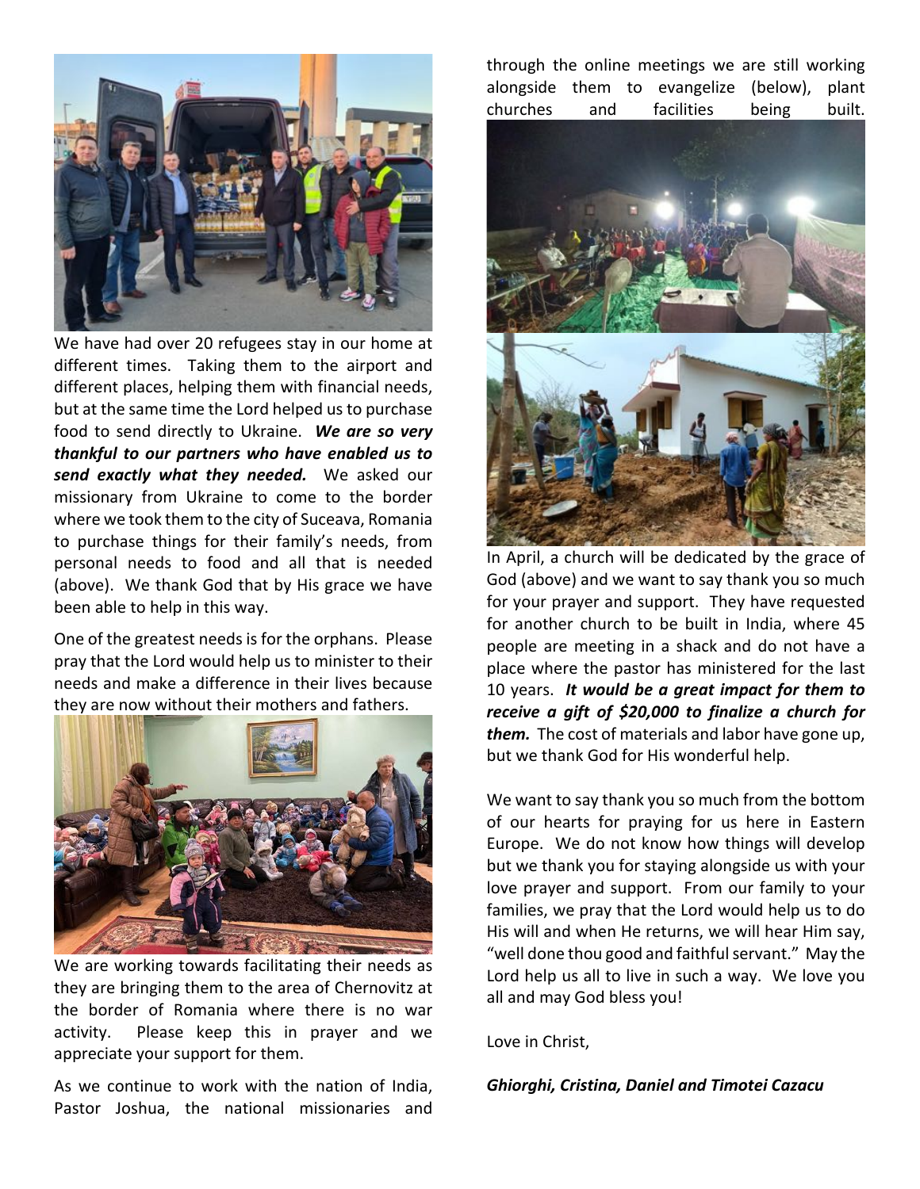We have had over 20 refugees stay in our home at different times. Taking them to the airport and different places, helping them with financial needs, but at the same time the Lord helped us to purchase food to send directly to Ukraine. ***We are so very thankful to our partners who have enabled us to send exactly what they needed.*** We asked our missionary from Ukraine to come to the border where we took them to the city of Suceava, Romania to purchase things for their family's needs, from personal needs to food and all that is needed (above). We thank God that by His grace we have been able to help in this way.

One of the greatest needs is for the orphans. Please pray that the Lord would help us to minister to their needs and make a difference in their lives because they are now without their mothers and fathers.

We are working towards facilitating their needs as they are bringing them to the area of Chernovitz at the border of Romania where there is no war activity. Please keep this in prayer and we appreciate your support for them.

As we continue to work with the nation of India, Pastor Joshua, the national missionaries and through the online meetings we are still working alongside them to evangelize (below), plant churches and facilities being built.

In April, a church will be dedicated by the grace of God (above) and we want to say thank you so much for your prayer and support. They have requested for another church to be built in India, where 45 people are meeting in a shack and do not have a place where the pastor has ministered for the last 10 years. ***It would be a great impact for them to receive a gift of $20,000 to finalize a church for them.*** The cost of materials and labor have gone up, but we thank God for His wonderful help.

We want to say thank you so much from the bottom of our hearts for praying for us here in Eastern Europe. We do not know how things will develop but we thank you for staying alongside us with your love prayer and support. From our family to your families, we pray that the Lord would help us to do His will and when He returns, we will hear Him say, "well done thou good and faithful servant." May the Lord help us all to live in such a way. We love you all and may God bless you!

Love in Christ,

***Ghiorghi, Cristina, Daniel and Timotei Cazacu***